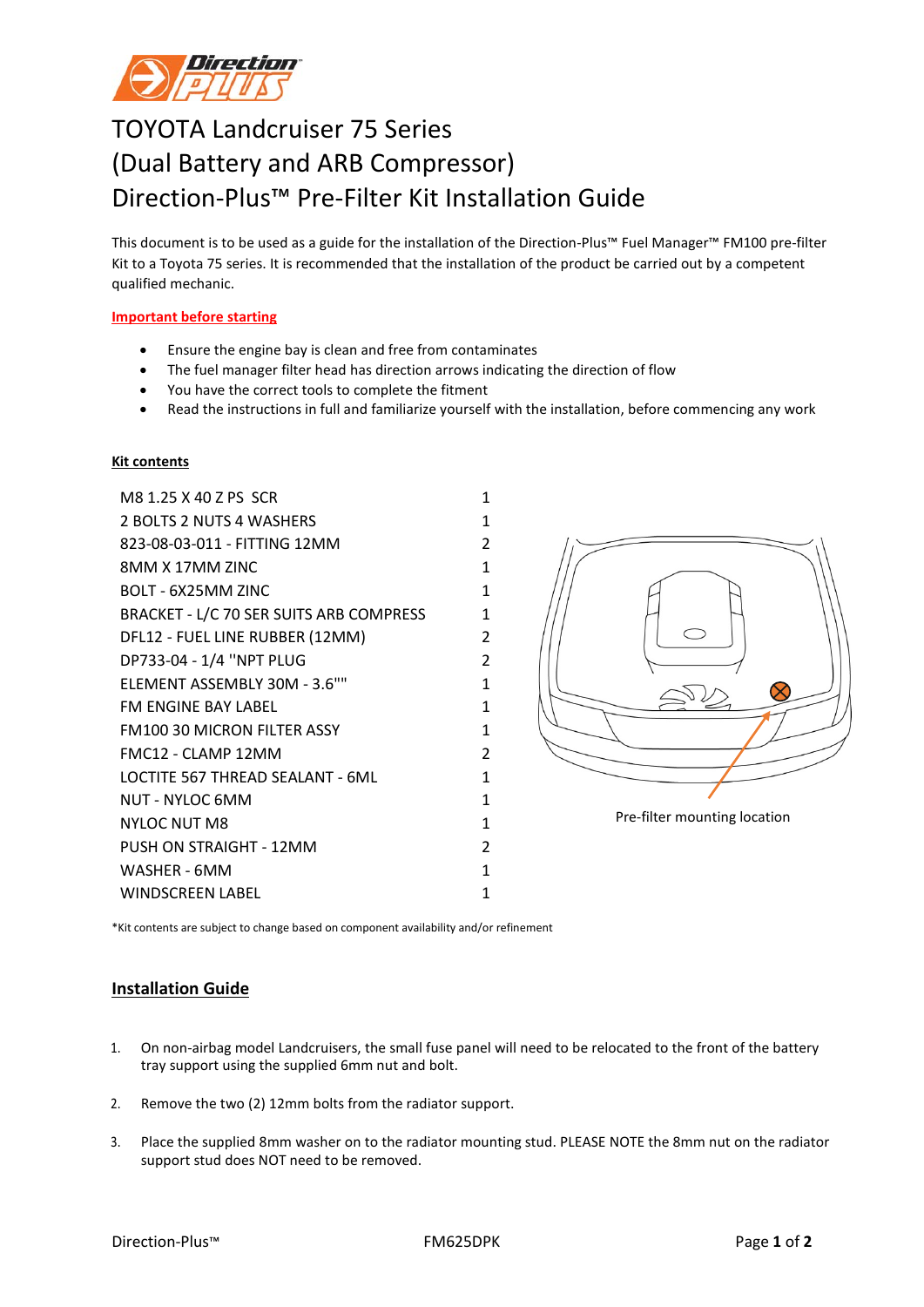# TOYOTA Landcruiser 75 Series (Dual Battery and ARB Compressor) Direction-Plus™ Pre-Filter Kit Installation Guide

This document is to be used as a guide for the installation of the Direction-Plus™ Fuel Manager™ FM100 pre-filter Kit to a Toyota 75 series. It is recommended that the installation of the product be carried out by a competent qualified mechanic.

**Important before starting**

- Ensure the engine bay is clean and free from contaminates
- The fuel manager filter head has direction arrows indicating the direction of flow
- You have the correct tools to complete the fitment
- Read the instructions in full and familiarize yourself with the installation, before commencing any work

**Kit contents**

| Item | Qty |
|---|---|
| M8 1.25 X 40 Z PS SCR | 1 |
| 2 BOLTS 2 NUTS 4 WASHERS | 1 |
| 823-08-03-011 - FITTING 12MM | 2 |
| 8MM X 17MM ZINC | 1 |
| BOLT - 6X25MM ZINC | 1 |
| BRACKET - L/C 70 SER SUITS ARB COMPRESS | 1 |
| DFL12 - FUEL LINE RUBBER (12MM) | 2 |
| DP733-04 - 1/4 ''NPT PLUG | 2 |
| ELEMENT ASSEMBLY 30M - 3.6"" | 1 |
| FM ENGINE BAY LABEL | 1 |
| FM100 30 MICRON FILTER ASSY | 1 |
| FMC12 - CLAMP 12MM | 2 |
| LOCTITE 567 THREAD SEALANT - 6ML | 1 |
| NUT - NYLOC 6MM | 1 |
| NYLOC NUT M8 | 1 |
| PUSH ON STRAIGHT - 12MM | 2 |
| WASHER - 6MM | 1 |
| WINDSCREEN LABEL | 1 |

Pre-filter mounting location

*Kit contents are subject to change based on component availability and/or refinement

## Installation Guide

1. On non-airbag model Landcruisers, the small fuse panel will need to be relocated to the front of the battery tray support using the supplied 6mm nut and bolt.
2. Remove the two (2) 12mm bolts from the radiator support.
3. Place the supplied 8mm washer on to the radiator mounting stud. PLEASE NOTE the 8mm nut on the radiator support stud does NOT need to be removed.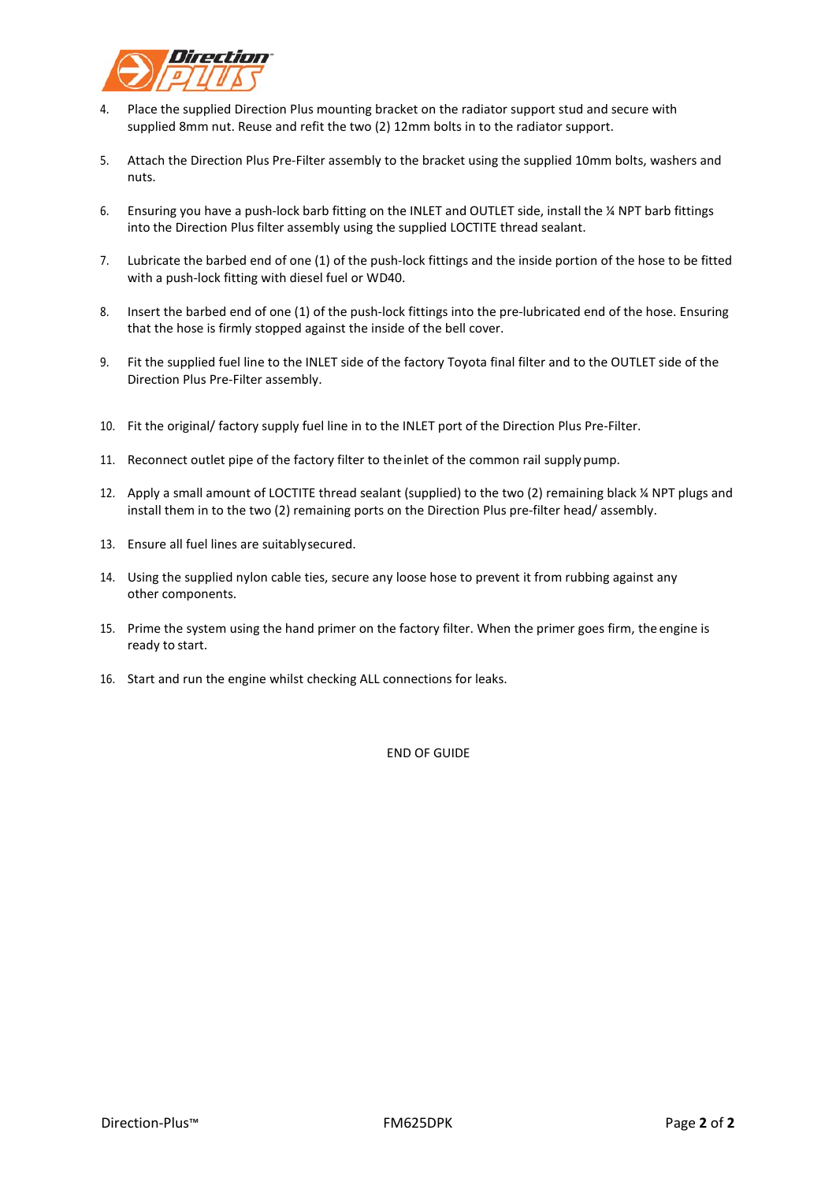4. Place the supplied Direction Plus mounting bracket on the radiator support stud and secure with supplied 8mm nut. Reuse and refit the two (2) 12mm bolts in to the radiator support.

5. Attach the Direction Plus Pre-Filter assembly to the bracket using the supplied 10mm bolts, washers and nuts.

6. Ensuring you have a push-lock barb fitting on the INLET and OUTLET side, install the ¼ NPT barb fittings into the Direction Plus filter assembly using the supplied LOCTITE thread sealant.

7. Lubricate the barbed end of one (1) of the push-lock fittings and the inside portion of the hose to be fitted with a push-lock fitting with diesel fuel or WD40.

8. Insert the barbed end of one (1) of the push-lock fittings into the pre-lubricated end of the hose. Ensuring that the hose is firmly stopped against the inside of the bell cover.

9. Fit the supplied fuel line to the INLET side of the factory Toyota final filter and to the OUTLET side of the Direction Plus Pre-Filter assembly.

10. Fit the original/ factory supply fuel line in to the INLET port of the Direction Plus Pre-Filter.

11. Reconnect outlet pipe of the factory filter to the inlet of the common rail supply pump.

12. Apply a small amount of LOCTITE thread sealant (supplied) to the two (2) remaining black ¼ NPT plugs and install them in to the two (2) remaining ports on the Direction Plus pre-filter head/ assembly.

13. Ensure all fuel lines are suitably secured.

14. Using the supplied nylon cable ties, secure any loose hose to prevent it from rubbing against any other components.

15. Prime the system using the hand primer on the factory filter. When the primer goes firm, the engine is ready to start.

16. Start and run the engine whilst checking ALL connections for leaks.

END OF GUIDE